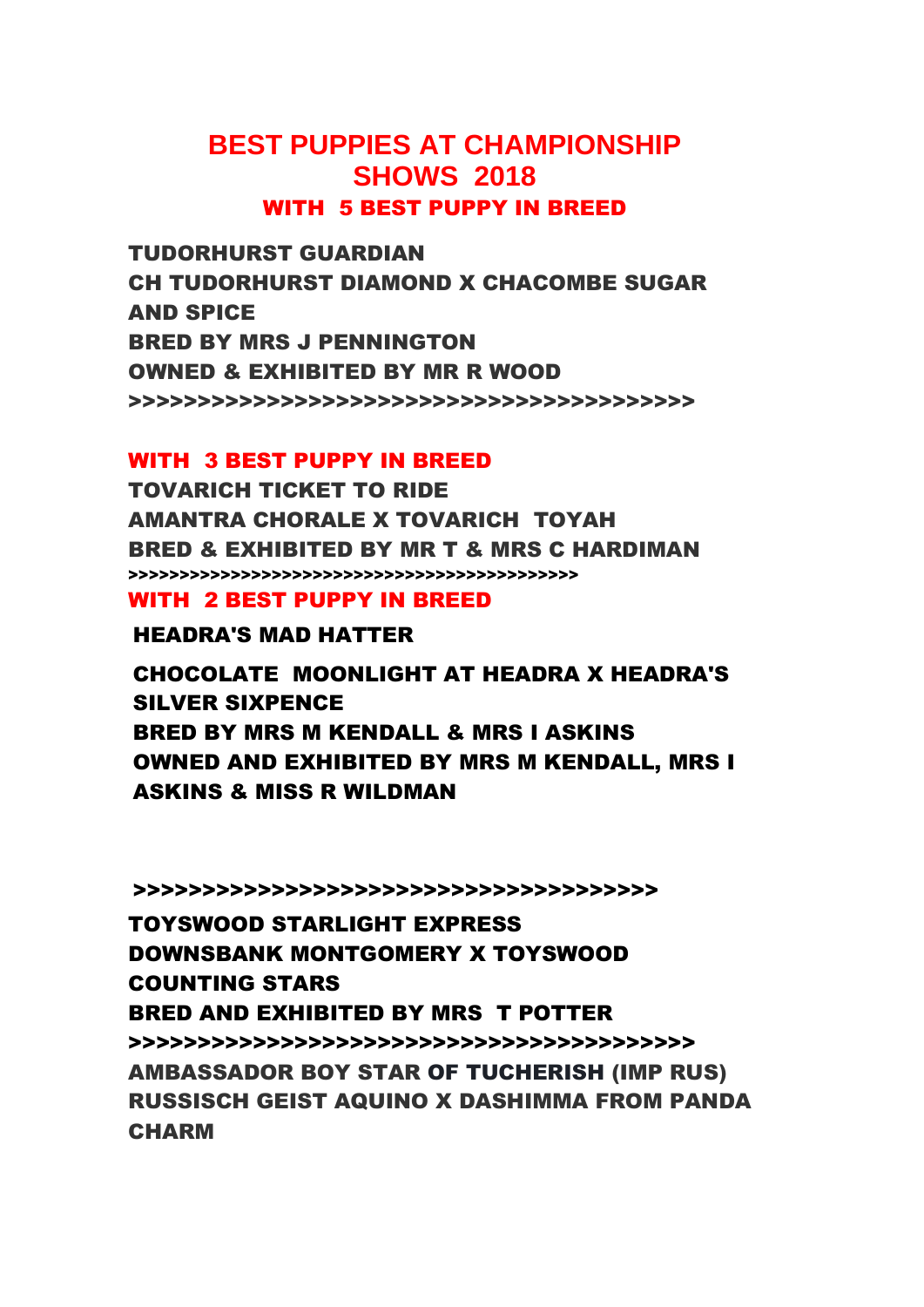# BEST PUPPIES AT CHAMPIONSHIP SHOWS 2018

## WITH 5 BEST PUPPY IN BREED

**TUDORHURST GUARDIAN**
**CH TUDORHURST DIAMOND X CHACOMBE SUGAR AND SPICE**
**BRED BY MRS J PENNINGTON**
**OWNED & EXHIBITED BY MR R WOOD**
**>>>>>>>>>>>>>>>>>>>>>>>>>>>>>>>>>>>>>>>>>>>**

## WITH 3 BEST PUPPY IN BREED

**TOVARICH TICKET TO RIDE**
**AMANTRA CHORALE X TOVARICH TOYAH**
**BRED & EXHIBITED BY MR T & MRS C HARDIMAN**
**>>>>>>>>>>>>>>>>>>>>>>>>>>>>>>>>>>>>>>>>>>>>>>**

## WITH 2 BEST PUPPY IN BREED

**HEADRA'S MAD HATTER**

**CHOCOLATE MOONLIGHT AT HEADRA X HEADRA'S SILVER SIXPENCE**
**BRED BY MRS M KENDALL & MRS I ASKINS**
**OWNED AND EXHIBITED BY MRS M KENDALL, MRS I ASKINS & MISS R WILDMAN**

**>>>>>>>>>>>>>>>>>>>>>>>>>>>>>>>>>>>>>>>>>**

**TOYSWOOD STARLIGHT EXPRESS**
**DOWNSBANK MONTGOMERY X TOYSWOOD COUNTING STARS**
**BRED AND EXHIBITED BY MRS T POTTER**
**>>>>>>>>>>>>>>>>>>>>>>>>>>>>>>>>>>>>>>>>>>>**

**AMBASSADOR BOY STAR OF TUCHERISH (IMP RUS)**
**RUSSISCH GEIST AQUINO X DASHIMMA FROM PANDA CHARM**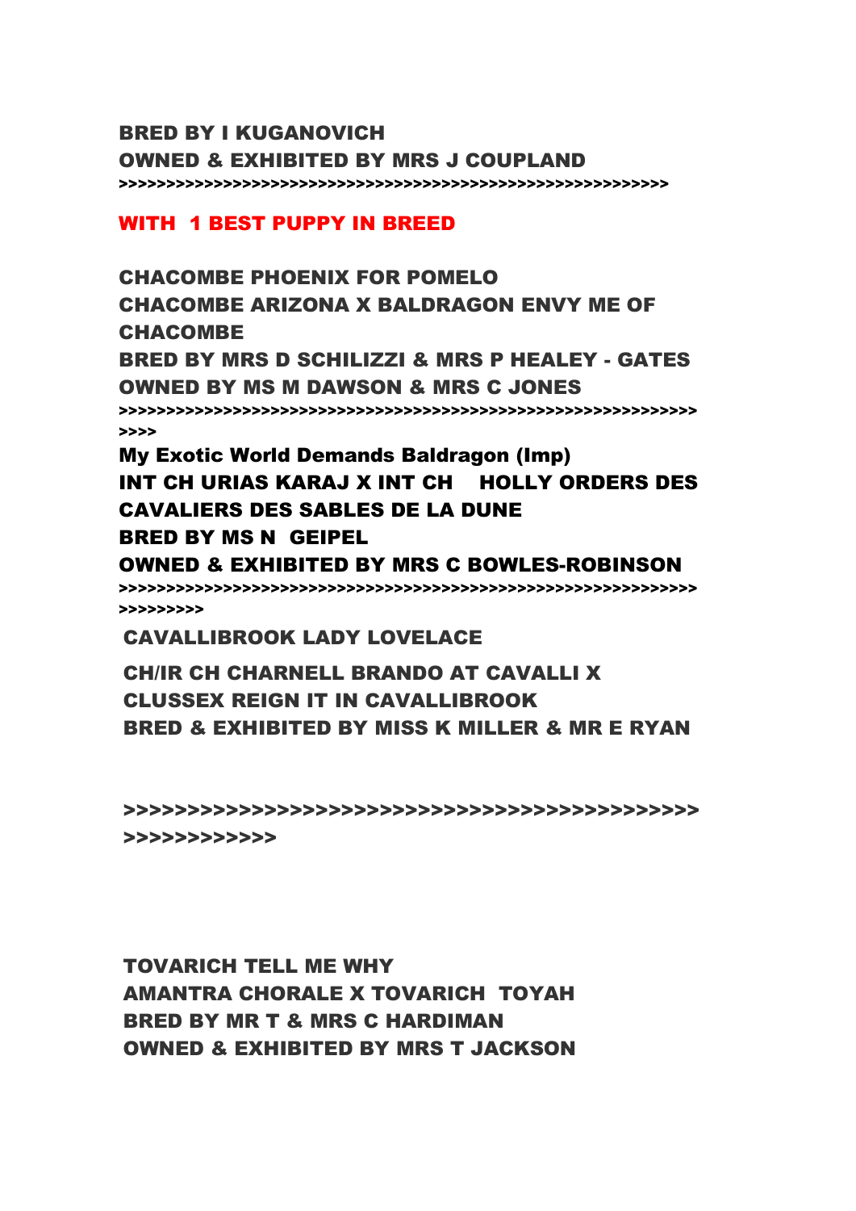**BRED BY I KUGANOVICH**
**OWNED & EXHIBITED BY MRS J COUPLAND**
**>>>>>>>>>>>>>>>>>>>>>>>>>>>>>>>>>>>>>>>>>>>>>>>>>>>>>>>>>>>>>**

**WITH 1 BEST PUPPY IN BREED**

**CHACOMBE PHOENIX FOR POMELO**
**CHACOMBE ARIZONA X BALDRAGON ENVY ME OF CHACOMBE**
**BRED BY MRS D SCHILIZZI & MRS P HEALEY - GATES**
**OWNED BY MS M DAWSON & MRS C JONES**
**>>>>>>>>>>>>>>>>>>>>>>>>>>>>>>>>>>>>>>>>>>>>>>>>>>>>>>>>>>>>>>>>>>>>**

**My Exotic World Demands Baldragon (Imp)**
**INT CH URIAS KARAJ X INT CH HOLLY ORDERS DES CAVALIERS DES SABLES DE LA DUNE**
**BRED BY MS N GEIPEL**
**OWNED & EXHIBITED BY MRS C BOWLES-ROBINSON**
**>>>>>>>>>>>>>>>>>>>>>>>>>>>>>>>>>>>>>>>>>>>>>>>>>>>>>>>>>>>>>>>>>>>>>>>>>**

**CAVALLIBROOK LADY LOVELACE**

**CH/IR CH CHARNELL BRANDO AT CAVALLI X CLUSSEX REIGN IT IN CAVALLIBROOK**
**BRED & EXHIBITED BY MISS K MILLER & MR E RYAN**

**>>>>>>>>>>>>>>>>>>>>>>>>>>>>>>>>>>>>>>>>>>>>>>>>>>>>>>>>>>>**

**TOVARICH TELL ME WHY**
**AMANTRA CHORALE X TOVARICH TOYAH**
**BRED BY MR T & MRS C HARDIMAN**
**OWNED & EXHIBITED BY MRS T JACKSON**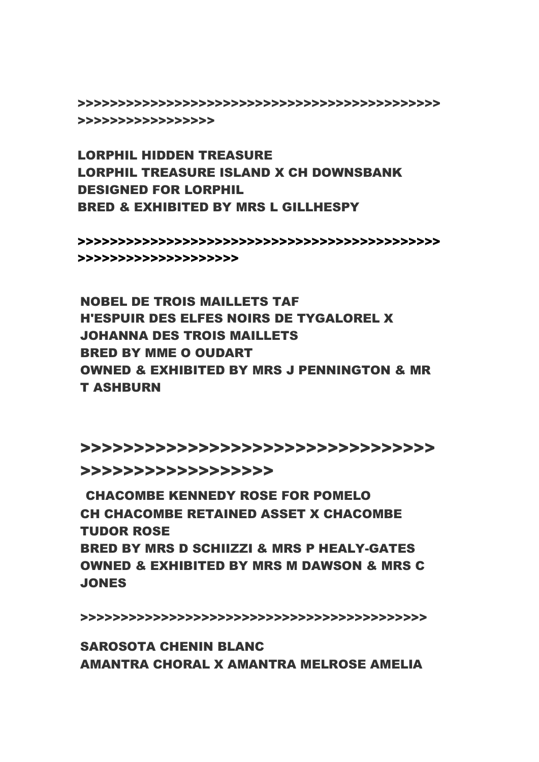>>>>>>>>>>>>>>>>>>>>>>>>>>>>>>>>>>>>>>>>>>>>>>>>>>>>>>>>>>>>>>>>

**LORPHIL HIDDEN TREASURE**
**LORPHIL TREASURE ISLAND X CH DOWNSBANK DESIGNED FOR LORPHIL**
**BRED & EXHIBITED BY MRS L GILLHESPY**

>>>>>>>>>>>>>>>>>>>>>>>>>>>>>>>>>>>>>>>>>>>>>>>>>>>>>>>>>>>>>>>>>>>

**NOBEL DE TROIS MAILLETS TAF**
**H'ESPUIR DES ELFES NOIRS DE TYGALOREL X JOHANNA DES TROIS MAILLETS**
**BRED BY MME O OUDART**
**OWNED & EXHIBITED BY MRS J PENNINGTON & MR T ASHBURN**

>>>>>>>>>>>>>>>>>>>>>>>>>>>>>>>>>>>>>>>>>>>>>>>>>>>

**CHACOMBE KENNEDY ROSE FOR POMELO**
**CH CHACOMBE RETAINED ASSET X CHACOMBE TUDOR ROSE**
**BRED BY MRS D SCHIIZZI & MRS P HEALY-GATES**
**OWNED & EXHIBITED BY MRS M DAWSON & MRS C JONES**

>>>>>>>>>>>>>>>>>>>>>>>>>>>>>>>>>>>>>>>>>>>>>>

**SAROSOTA CHENIN BLANC**
**AMANTRA CHORAL X AMANTRA MELROSE AMELIA**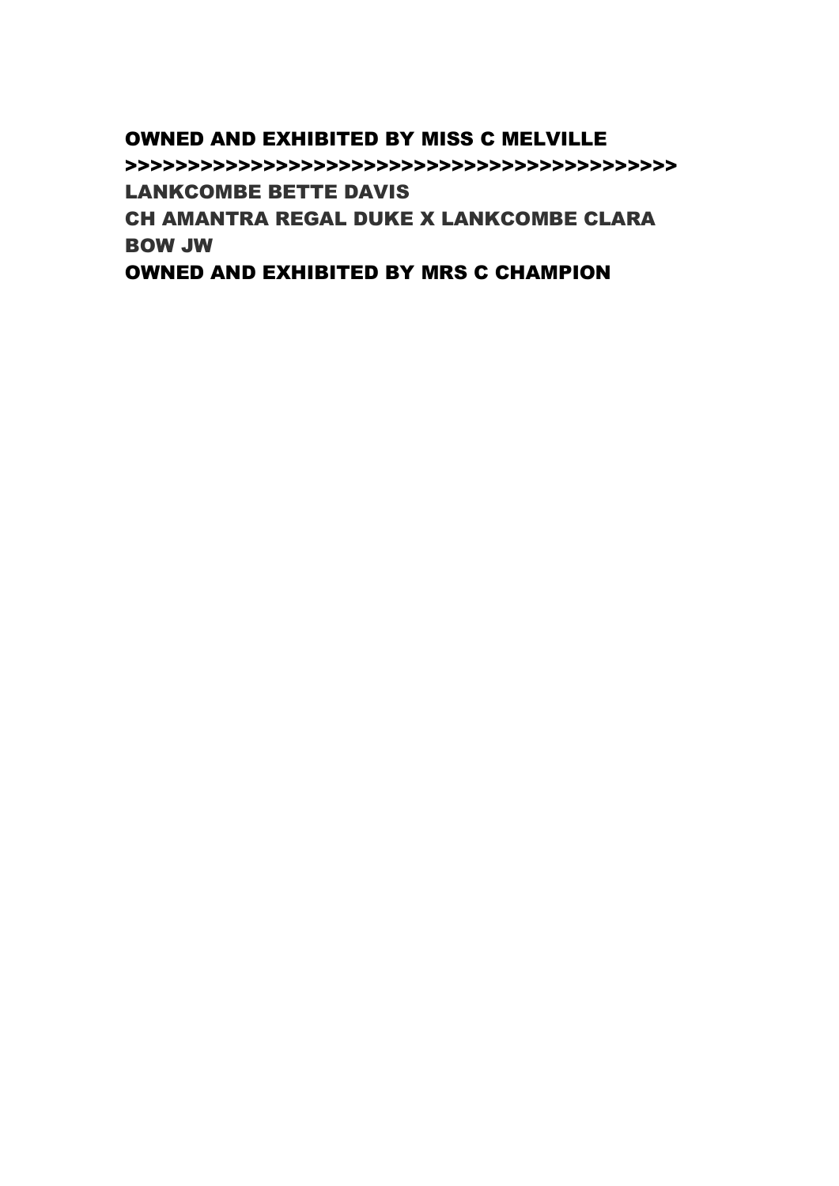**OWNED AND EXHIBITED BY MISS C MELVILLE**

**>>>>>>>>>>>>>>>>>>>>>>>>>>>>>>>>>>>>>>>>>>>>>>**

**LANKCOMBE BETTE DAVIS**

**CH AMANTRA REGAL DUKE X LANKCOMBE CLARA BOW JW**

**OWNED AND EXHIBITED BY MRS C CHAMPION**